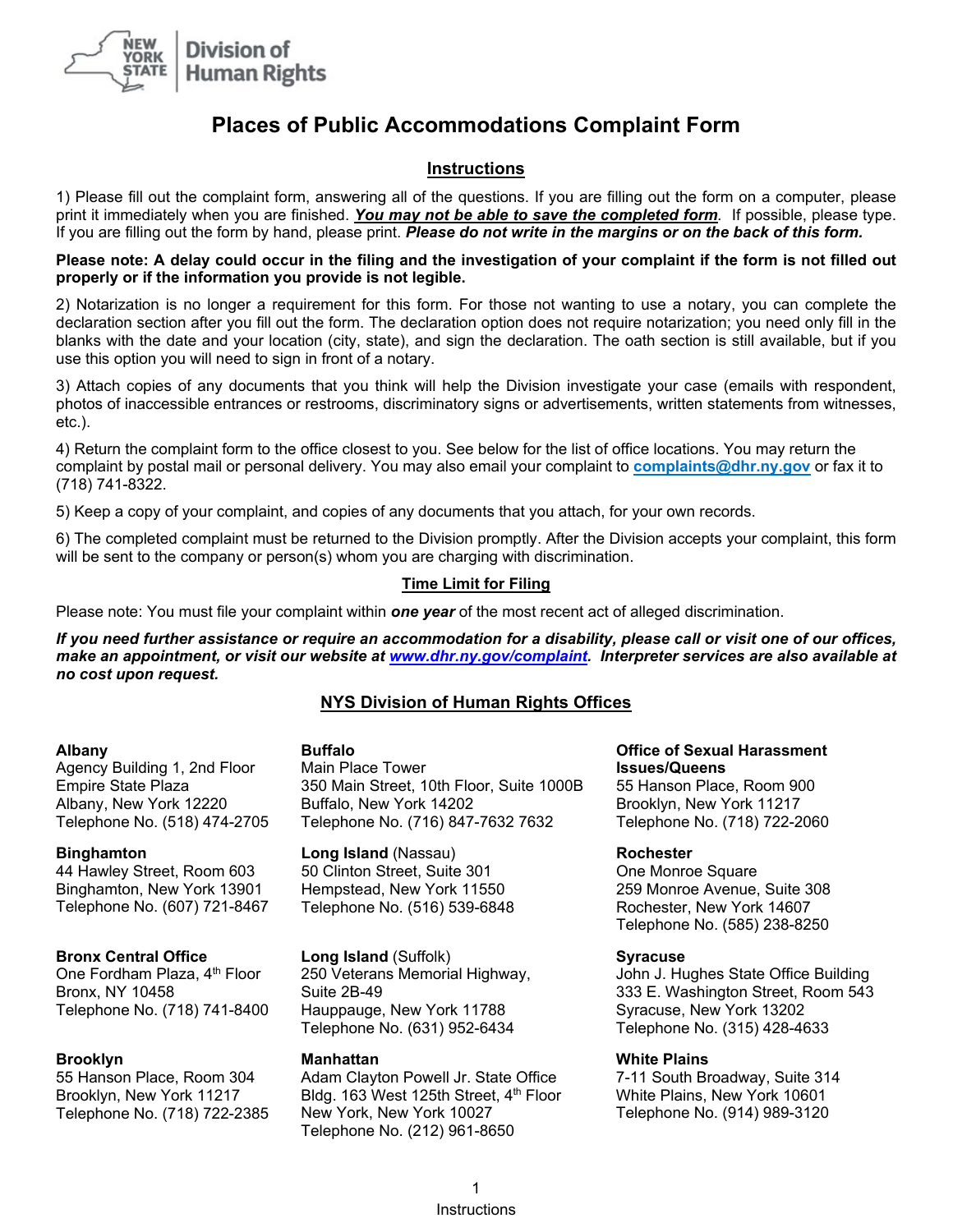New York State Division of Human Rights

# Places of Public Accommodations Complaint Form

## Instructions

1) Please fill out the complaint form, answering all of the questions. If you are filling out the form on a computer, please print it immediately when you are finished. ***You may not be able to save the completed form***. If possible, please type. If you are filling out the form by hand, please print. ***Please do not write in the margins or on the back of this form.***

**Please note: A delay could occur in the filing and the investigation of your complaint if the form is not filled out properly or if the information you provide is not legible.**

2) Notarization is no longer a requirement for this form. For those not wanting to use a notary, you can complete the declaration section after you fill out the form. The declaration option does not require notarization; you need only fill in the blanks with the date and your location (city, state), and sign the declaration. The oath section is still available, but if you use this option you will need to sign in front of a notary.

3) Attach copies of any documents that you think will help the Division investigate your case (emails with respondent, photos of inaccessible entrances or restrooms, discriminatory signs or advertisements, written statements from witnesses, etc.).

4) Return the complaint form to the office closest to you. See below for the list of office locations. You may return the complaint by postal mail or personal delivery. You may also email your complaint to **complaints@dhr.ny.gov** or fax it to (718) 741-8322.

5) Keep a copy of your complaint, and copies of any documents that you attach, for your own records.

6) The completed complaint must be returned to the Division promptly. After the Division accepts your complaint, this form will be sent to the company or person(s) whom you are charging with discrimination.

## Time Limit for Filing

Please note: You must file your complaint within ***one year*** of the most recent act of alleged discrimination.

***If you need further assistance or require an accommodation for a disability, please call or visit one of our offices, make an appointment, or visit our website at www.dhr.ny.gov/complaint. Interpreter services are also available at no cost upon request.***

## NYS Division of Human Rights Offices

**Albany**
Agency Building 1, 2nd Floor
Empire State Plaza
Albany, New York 12220
Telephone No. (518) 474-2705

**Binghamton**
44 Hawley Street, Room 603
Binghamton, New York 13901
Telephone No. (607) 721-8467

**Bronx Central Office**
One Fordham Plaza, 4th Floor
Bronx, NY 10458
Telephone No. (718) 741-8400

**Brooklyn**
55 Hanson Place, Room 304
Brooklyn, New York 11217
Telephone No. (718) 722-2385

**Buffalo**
Main Place Tower
350 Main Street, 10th Floor, Suite 1000B
Buffalo, New York 14202
Telephone No. (716) 847-7632 7632

**Long Island** (Nassau)
50 Clinton Street, Suite 301
Hempstead, New York 11550
Telephone No. (516) 539-6848

**Long Island** (Suffolk)
250 Veterans Memorial Highway,
Suite 2B-49
Hauppauge, New York 11788
Telephone No. (631) 952-6434

**Manhattan**
Adam Clayton Powell Jr. State Office
Bldg. 163 West 125th Street, 4th Floor
New York, New York 10027
Telephone No. (212) 961-8650

**Office of Sexual Harassment Issues/Queens**
55 Hanson Place, Room 900
Brooklyn, New York 11217
Telephone No. (718) 722-2060

**Rochester**
One Monroe Square
259 Monroe Avenue, Suite 308
Rochester, New York 14607
Telephone No. (585) 238-8250

**Syracuse**
John J. Hughes State Office Building
333 E. Washington Street, Room 543
Syracuse, New York 13202
Telephone No. (315) 428-4633

**White Plains**
7-11 South Broadway, Suite 314
White Plains, New York 10601
Telephone No. (914) 989-3120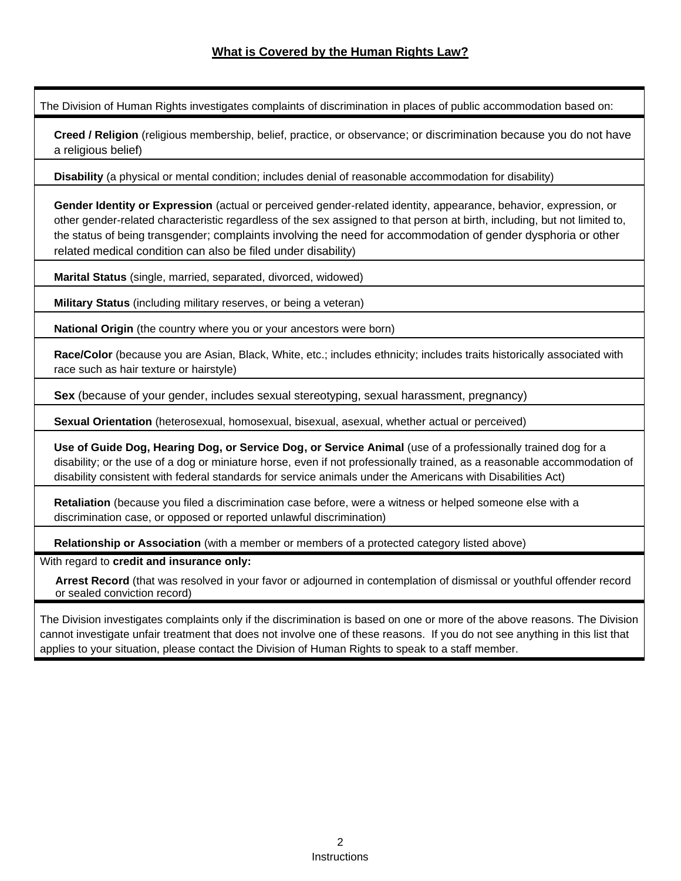## What is Covered by the Human Rights Law?

The Division of Human Rights investigates complaints of discrimination in places of public accommodation based on:

- **Creed / Religion** (religious membership, belief, practice, or observance; or discrimination because you do not have a religious belief)
- **Disability** (a physical or mental condition; includes denial of reasonable accommodation for disability)
- **Gender Identity or Expression** (actual or perceived gender-related identity, appearance, behavior, expression, or other gender-related characteristic regardless of the sex assigned to that person at birth, including, but not limited to, the status of being transgender; complaints involving the need for accommodation of gender dysphoria or other related medical condition can also be filed under disability)
- **Marital Status** (single, married, separated, divorced, widowed)
- **Military Status** (including military reserves, or being a veteran)
- **National Origin** (the country where you or your ancestors were born)
- **Race/Color** (because you are Asian, Black, White, etc.; includes ethnicity; includes traits historically associated with race such as hair texture or hairstyle)
- **Sex** (because of your gender, includes sexual stereotyping, sexual harassment, pregnancy)
- **Sexual Orientation** (heterosexual, homosexual, bisexual, asexual, whether actual or perceived)
- **Use of Guide Dog, Hearing Dog, or Service Dog, or Service Animal** (use of a professionally trained dog for a disability; or the use of a dog or miniature horse, even if not professionally trained, as a reasonable accommodation of disability consistent with federal standards for service animals under the Americans with Disabilities Act)
- **Retaliation** (because you filed a discrimination case before, were a witness or helped someone else with a discrimination case, or opposed or reported unlawful discrimination)
- **Relationship or Association** (with a member or members of a protected category listed above)

With regard to **credit and insurance only:**

- **Arrest Record** (that was resolved in your favor or adjourned in contemplation of dismissal or youthful offender record or sealed conviction record)

The Division investigates complaints only if the discrimination is based on one or more of the above reasons. The Division cannot investigate unfair treatment that does not involve one of these reasons. If you do not see anything in this list that applies to your situation, please contact the Division of Human Rights to speak to a staff member.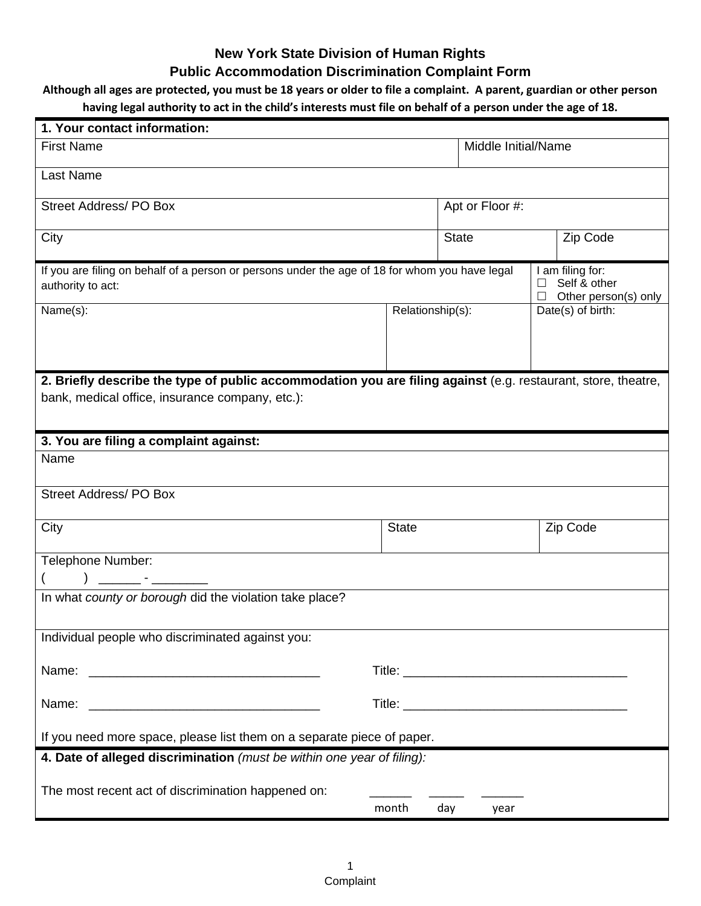## New York State Division of Human Rights
## Public Accommodation Discrimination Complaint Form

**Although all ages are protected, you must be 18 years or older to file a complaint. A parent, guardian or other person having legal authority to act in the child's interests must file on behalf of a person under the age of 18.**

| **1. Your contact information:** | | |
|---|---|---|
| First Name | | Middle Initial/Name |
| Last Name | | |
| Street Address/ PO Box | Apt or Floor #: | |
| City | State | Zip Code |

| If you are filing on behalf of a person or persons under the age of 18 for whom you have legal authority to act: | | I am filing for: ☐ Self & other ☐ Other person(s) only |
|---|---|---|
| Name(s): | Relationship(s): | Date(s) of birth: |

**2. Briefly describe the type of public accommodation you are filing against** (e.g. restaurant, store, theatre, bank, medical office, insurance company, etc.):

| **3. You are filing a complaint against:** | | |
|---|---|---|
| Name | | |
| Street Address/ PO Box | | |
| City | State | Zip Code |
| Telephone Number: ( ) ______ - ________ | | |
| In what *county or borough* did the violation take place? | | |

Individual people who discriminated against you:

Name: _________________________________ Title: _________________________________

Name: _________________________________ Title: _________________________________

If you need more space, please list them on a separate piece of paper.

**4. Date of alleged discrimination** *(must be within one year of filing):*

The most recent act of discrimination happened on: ______ ______ ______
month day year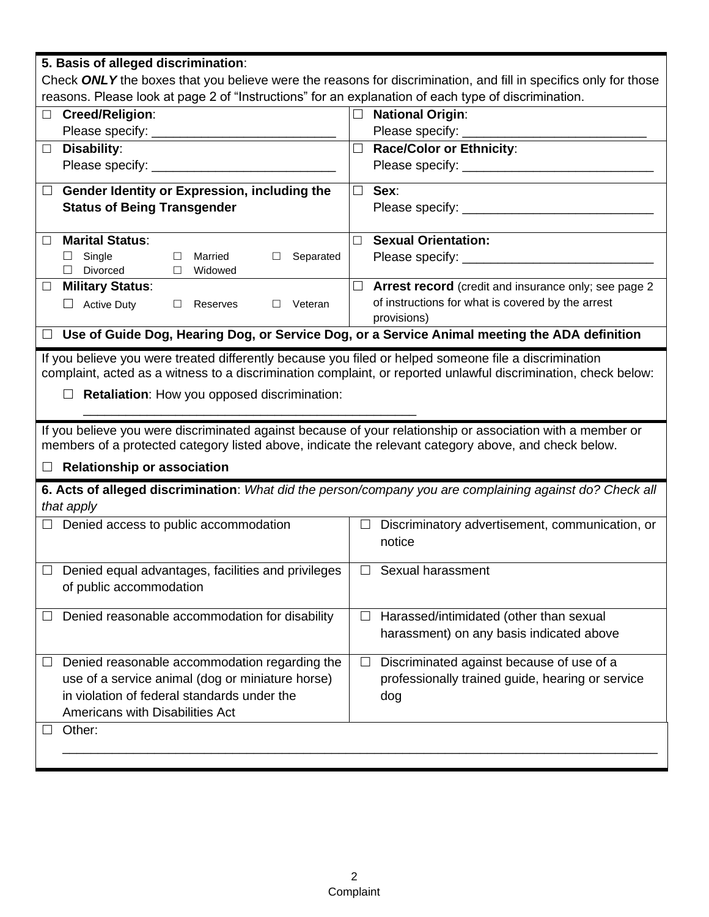**5. Basis of alleged discrimination**:

Check ***ONLY*** the boxes that you believe were the reasons for discrimination, and fill in specifics only for those reasons. Please look at page 2 of "Instructions" for an explanation of each type of discrimination.

| | |
|---|---|
| ☐ **Creed/Religion**: Please specify: __________________________ | ☐ **National Origin**: Please specify: __________________________ |
| ☐ **Disability**: Please specify: __________________________ | ☐ **Race/Color or Ethnicity**: Please specify: ___________________________ |
| ☐ **Gender Identity or Expression, including the Status of Being Transgender** | ☐ **Sex**: Please specify: ___________________________ |
| ☐ **Marital Status**: ☐ Single ☐ Married ☐ Separated ☐ Divorced ☐ Widowed | ☐ **Sexual Orientation:** Please specify: ___________________________ |
| ☐ **Military Status**: ☐ Active Duty ☐ Reserves ☐ Veteran | ☐ **Arrest record** (credit and insurance only; see page 2 of instructions for what is covered by the arrest provisions) |

☐ **Use of Guide Dog, Hearing Dog, or Service Dog, or a Service Animal meeting the ADA definition**

If you believe you were treated differently because you filed or helped someone file a discrimination complaint, acted as a witness to a discrimination complaint, or reported unlawful discrimination, check below:

☐ **Retaliation**: How you opposed discrimination: _______________________________________________

If you believe you were discriminated against because of your relationship or association with a member or members of a protected category listed above, indicate the relevant category above, and check below.

☐ **Relationship or association**

**6. Acts of alleged discrimination**: *What did the person/company you are complaining against do? Check all that apply*

| | |
|---|---|
| ☐ Denied access to public accommodation | ☐ Discriminatory advertisement, communication, or notice |
| ☐ Denied equal advantages, facilities and privileges of public accommodation | ☐ Sexual harassment |
| ☐ Denied reasonable accommodation for disability | ☐ Harassed/intimidated (other than sexual harassment) on any basis indicated above |
| ☐ Denied reasonable accommodation regarding the use of a service animal (dog or miniature horse) in violation of federal standards under the Americans with Disabilities Act | ☐ Discriminated against because of use of a professionally trained guide, hearing or service dog |

☐ Other: ________________________________________________________________________________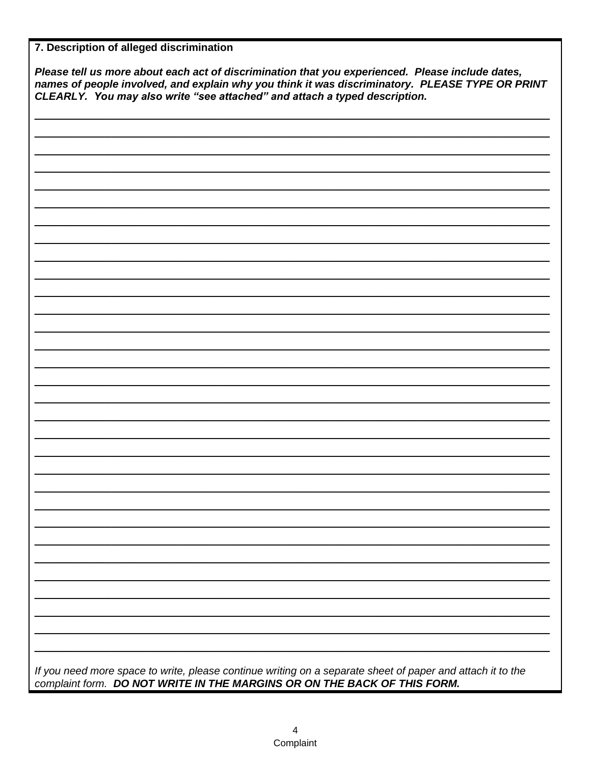**7. Description of alleged discrimination**

***Please tell us more about each act of discrimination that you experienced. Please include dates, names of people involved, and explain why you think it was discriminatory. PLEASE TYPE OR PRINT CLEARLY. You may also write "see attached" and attach a typed description.***

_______________________________________________________________________________

_______________________________________________________________________________

_______________________________________________________________________________

_______________________________________________________________________________

_______________________________________________________________________________

_______________________________________________________________________________

_______________________________________________________________________________

_______________________________________________________________________________

_______________________________________________________________________________

_______________________________________________________________________________

_______________________________________________________________________________

_______________________________________________________________________________

_______________________________________________________________________________

_______________________________________________________________________________

_______________________________________________________________________________

_______________________________________________________________________________

_______________________________________________________________________________

_______________________________________________________________________________

_______________________________________________________________________________

_______________________________________________________________________________

_______________________________________________________________________________

_______________________________________________________________________________

_______________________________________________________________________________

_______________________________________________________________________________

_______________________________________________________________________________

_______________________________________________________________________________

_______________________________________________________________________________

_______________________________________________________________________________

_______________________________________________________________________________

_______________________________________________________________________________

_______________________________________________________________________________

*If you need more space to write, please continue writing on a separate sheet of paper and attach it to the complaint form.* ***DO NOT WRITE IN THE MARGINS OR ON THE BACK OF THIS FORM.***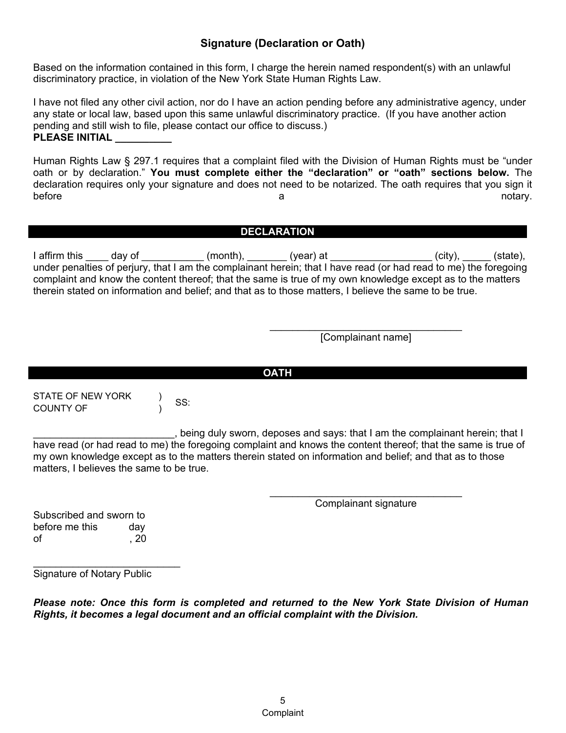## Signature (Declaration or Oath)

Based on the information contained in this form, I charge the herein named respondent(s) with an unlawful discriminatory practice, in violation of the New York State Human Rights Law.

I have not filed any other civil action, nor do I have an action pending before any administrative agency, under any state or local law, based upon this same unlawful discriminatory practice. (If you have another action pending and still wish to file, please contact our office to discuss.)
**PLEASE INITIAL __________**

Human Rights Law § 297.1 requires that a complaint filed with the Division of Human Rights must be "under oath or by declaration." **You must complete either the "declaration" or "oath" sections below.** The declaration requires only your signature and does not need to be notarized. The oath requires that you sign it before a notary.

### DECLARATION

I affirm this ____ day of ___________ (month), _______ (year) at __________________ (city), _____ (state), under penalties of perjury, that I am the complainant herein; that I have read (or had read to me) the foregoing complaint and know the content thereof; that the same is true of my own knowledge except as to the matters therein stated on information and belief; and that as to those matters, I believe the same to be true.

___________________________________
[Complainant name]

### OATH

STATE OF NEW YORK )
COUNTY OF ) SS:

_________________________, being duly sworn, deposes and says: that I am the complainant herein; that I have read (or had read to me) the foregoing complaint and knows the content thereof; that the same is true of my own knowledge except as to the matters therein stated on information and belief; and that as to those matters, I believes the same to be true.

___________________________________
Complainant signature

Subscribed and sworn to
before me this day
of , 20

__________________________
Signature of Notary Public

***Please note: Once this form is completed and returned to the New York State Division of Human Rights, it becomes a legal document and an official complaint with the Division.***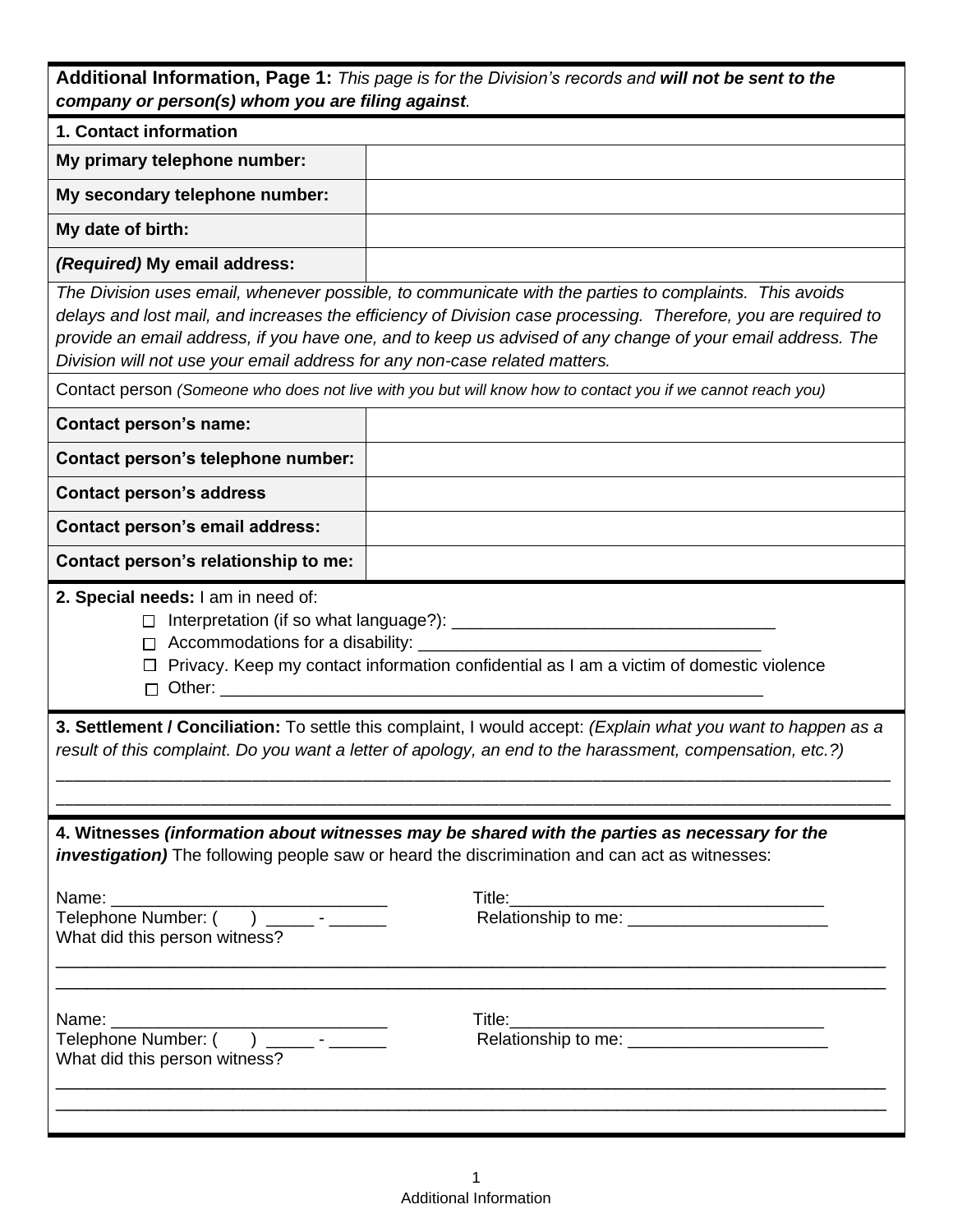**Additional Information, Page 1:** *This page is for the Division's records and **will not be sent to the company or person(s) whom you are filing against**.*

**1. Contact information**

| | |
|---|---|
| **My primary telephone number:** | |
| **My secondary telephone number:** | |
| **My date of birth:** | |
| ***(Required)* My email address:** | |

*The Division uses email, whenever possible, to communicate with the parties to complaints. This avoids delays and lost mail, and increases the efficiency of Division case processing. Therefore, you are required to provide an email address, if you have one, and to keep us advised of any change of your email address. The Division will not use your email address for any non-case related matters.*

Contact person *(Someone who does not live with you but will know how to contact you if we cannot reach you)*

| | |
|---|---|
| **Contact person's name:** | |
| **Contact person's telephone number:** | |
| **Contact person's address** | |
| **Contact person's email address:** | |
| **Contact person's relationship to me:** | |

**2. Special needs:** I am in need of:

- ☐ Interpretation (if so what language?): ___________________________________
- ☐ Accommodations for a disability: ___________________________________
- ☐ Privacy. Keep my contact information confidential as I am a victim of domestic violence
- ☐ Other: ___________________________________________________________

**3. Settlement / Conciliation:** To settle this complaint, I would accept: *(Explain what you want to happen as a result of this complaint. Do you want a letter of apology, an end to the harassment, compensation, etc.?)*

_____________________________________________________________________________________

_____________________________________________________________________________________

**4. Witnesses *(information about witnesses may be shared with the parties as necessary for the investigation)*** The following people saw or heard the discrimination and can act as witnesses:

Name: _____________________________ Title: _________________________________

Telephone Number: (      ) _____ - ______ Relationship to me: _____________________

What did this person witness?

_____________________________________________________________________________________

_____________________________________________________________________________________

Name: _____________________________ Title: _________________________________

Telephone Number: (      ) _____ - ______ Relationship to me: _____________________

What did this person witness?

_____________________________________________________________________________________

_____________________________________________________________________________________

Additional Information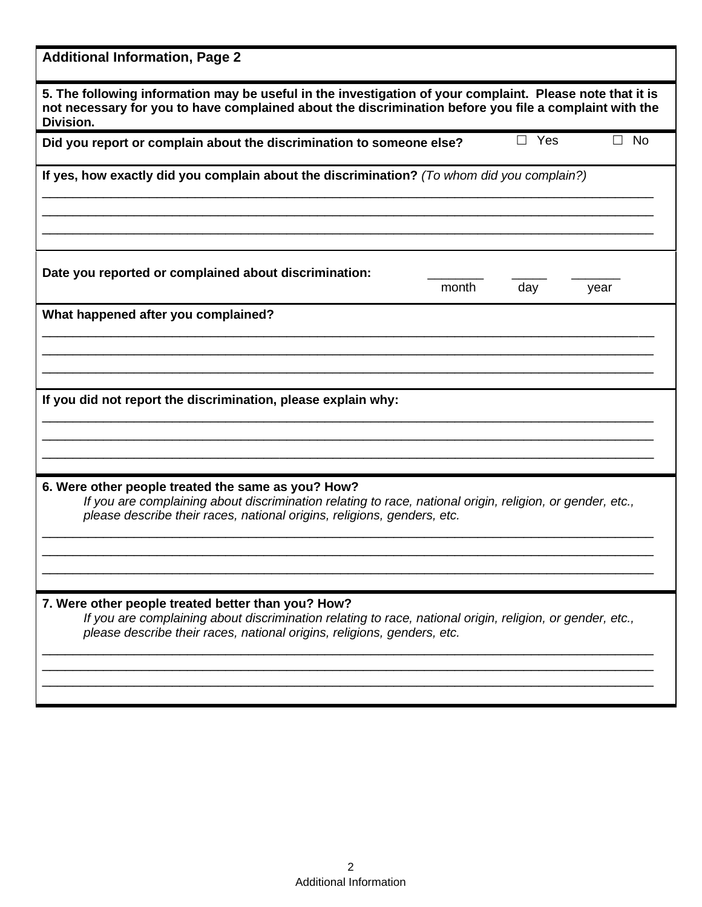## Additional Information, Page 2

**5. The following information may be useful in the investigation of your complaint. Please note that it is not necessary for you to have complained about the discrimination before you file a complaint with the Division.**

**Did you report or complain about the discrimination to someone else?** ☐ Yes ☐ No

**If yes, how exactly did you complain about the discrimination?** *(To whom did you complain?)*

___________________________________________________________________________

___________________________________________________________________________

___________________________________________________________________________

**Date you reported or complained about discrimination:** ________ month _____ day _______ year

**What happened after you complained?**

___________________________________________________________________________

___________________________________________________________________________

___________________________________________________________________________

**If you did not report the discrimination, please explain why:**

___________________________________________________________________________

___________________________________________________________________________

___________________________________________________________________________

**6. Were other people treated the same as you? How?**

*If you are complaining about discrimination relating to race, national origin, religion, or gender, etc., please describe their races, national origins, religions, genders, etc.*

___________________________________________________________________________

___________________________________________________________________________

___________________________________________________________________________

**7. Were other people treated better than you? How?**

*If you are complaining about discrimination relating to race, national origin, religion, or gender, etc., please describe their races, national origins, religions, genders, etc.*

___________________________________________________________________________

___________________________________________________________________________

___________________________________________________________________________